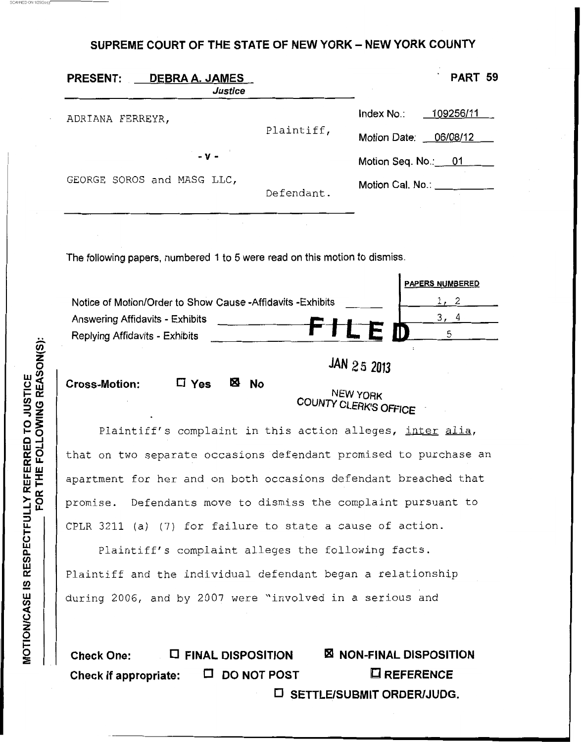# SUPREME COURT OF THE STATE OF NEW YORK – NEW YORK COUNTY

**PRESENT:** DEBRA A. JAMES
*Justice*

**PART 59**

ADRIANA FERREYR,
Plaintiff,

- v -

GEORGE SOROS and MASG LLC,
Defendant.

Index No.: 109256/11
Motion Date: 06/08/12
Motion Seq. No.: 01
Motion Cal. No.: \_\_\_\_\_\_\_\_\_\_

The following papers, numbered 1 to 5 were read on this motion to dismiss.

| | PAPERS NUMBERED |
|---|---|
| Notice of Motion/Order to Show Cause -Affidavits -Exhibits | 1, 2 |
| Answering Affidavits - Exhibits | 3, 4 |
| Replying Affidavits - Exhibits | 5 |

FILED
JAN 25 2013
NEW YORK
COUNTY CLERK'S OFFICE

**Cross-Motion:** ☐ Yes ☒ No

Plaintiff's complaint in this action alleges, inter alia, that on two separate occasions defendant promised to purchase an apartment for her and on both occasions defendant breached that promise. Defendants move to dismiss the complaint pursuant to CPLR 3211 (a) (7) for failure to state a cause of action.

Plaintiff's complaint alleges the following facts. Plaintiff and the individual defendant began a relationship during 2006, and by 2007 were "involved in a serious and

MOTION/CASE IS RESPECTFULLY REFERRED TO JUSTICE FOR THE FOLLOWING REASON(S):

**Check One:** ☐ FINAL DISPOSITION ☒ NON-FINAL DISPOSITION

**Check if appropriate:** ☐ DO NOT POST ☐ REFERENCE ☐ SETTLE/SUBMIT ORDER/JUDG.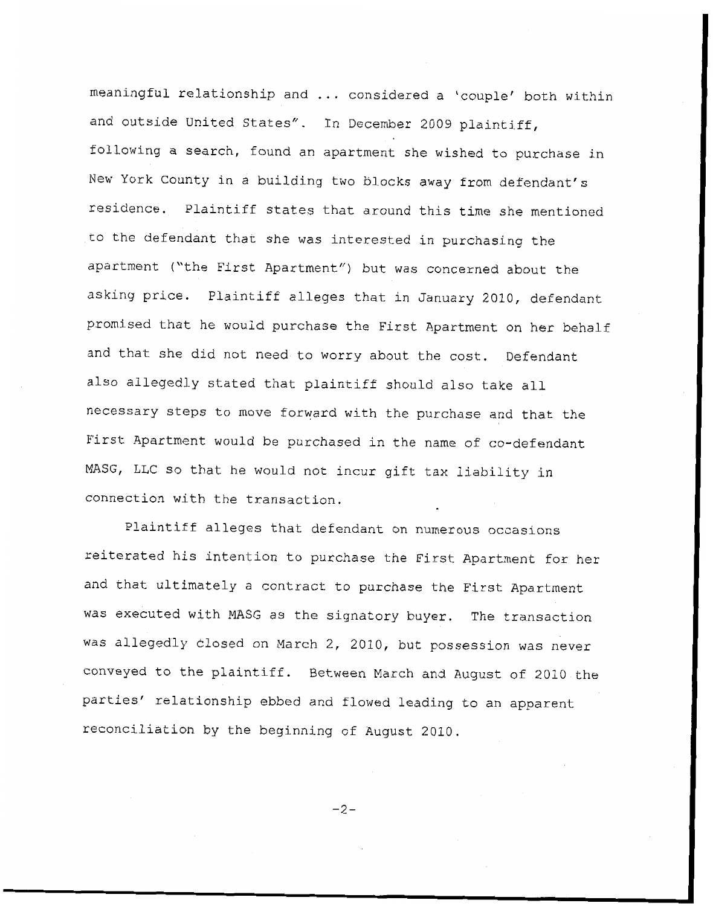meaningful relationship and ... considered a 'couple' both within and outside United States". In December 2009 plaintiff, following a search, found an apartment she wished to purchase in New York County in a building two blocks away from defendant's residence. Plaintiff states that around this time she mentioned to the defendant that she was interested in purchasing the apartment ("the First Apartment") but was concerned about the asking price. Plaintiff alleges that in January 2010, defendant promised that he would purchase the First Apartment on her behalf and that she did not need to worry about the cost. Defendant also allegedly stated that plaintiff should also take all necessary steps to move forward with the purchase and that the First Apartment would be purchased in the name of co-defendant MASG, LLC so that he would not incur gift tax liability in connection with the transaction.

Plaintiff alleges that defendant on numerous occasions reiterated his intention to purchase the First Apartment for her and that ultimately a contract to purchase the First Apartment was executed with MASG as the signatory buyer. The transaction was allegedly closed on March 2, 2010, but possession was never conveyed to the plaintiff. Between March and August of 2010 the parties' relationship ebbed and flowed leading to an apparent reconciliation by the beginning of August 2010.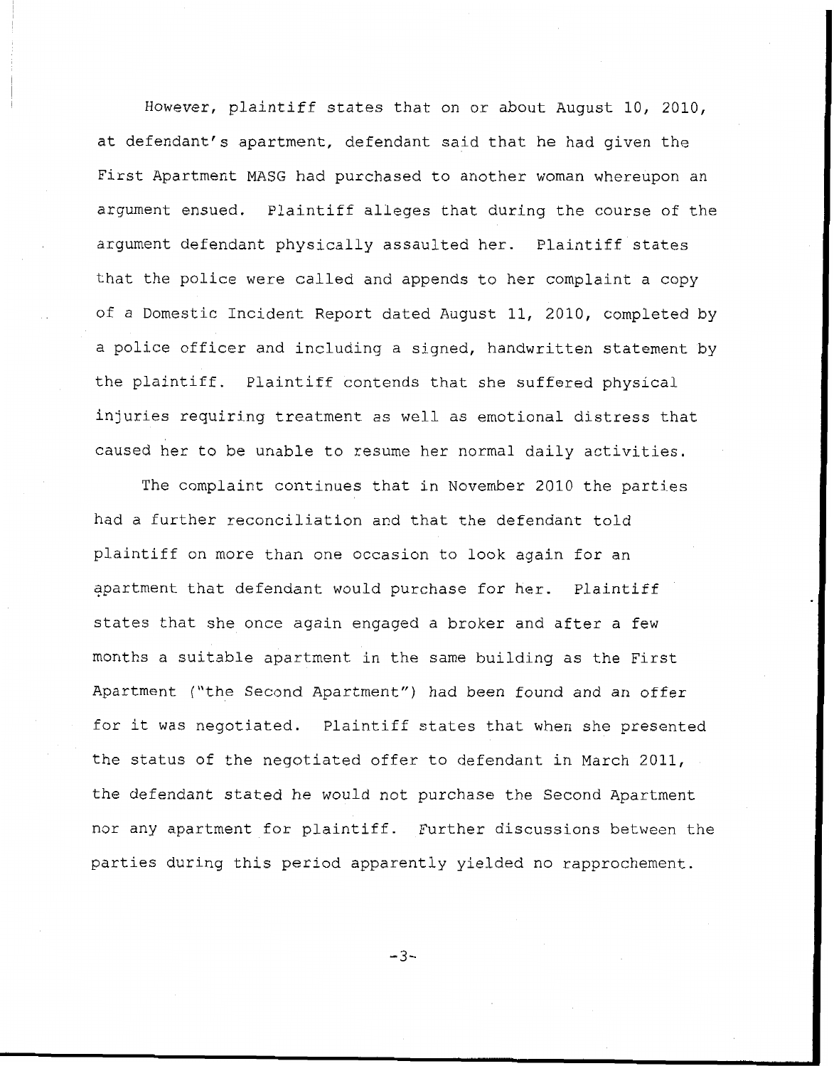However, plaintiff states that on or about August 10, 2010, at defendant's apartment, defendant said that he had given the First Apartment MASG had purchased to another woman whereupon an argument ensued. Plaintiff alleges that during the course of the argument defendant physically assaulted her. Plaintiff states that the police were called and appends to her complaint a copy of a Domestic Incident Report dated August 11, 2010, completed by a police officer and including a signed, handwritten statement by the plaintiff. Plaintiff contends that she suffered physical injuries requiring treatment as well as emotional distress that caused her to be unable to resume her normal daily activities.

The complaint continues that in November 2010 the parties had a further reconciliation and that the defendant told plaintiff on more than one occasion to look again for an apartment that defendant would purchase for her. Plaintiff states that she once again engaged a broker and after a few months a suitable apartment in the same building as the First Apartment ("the Second Apartment") had been found and an offer for it was negotiated. Plaintiff states that when she presented the status of the negotiated offer to defendant in March 2011, the defendant stated he would not purchase the Second Apartment nor any apartment for plaintiff. Further discussions between the parties during this period apparently yielded no rapprochement.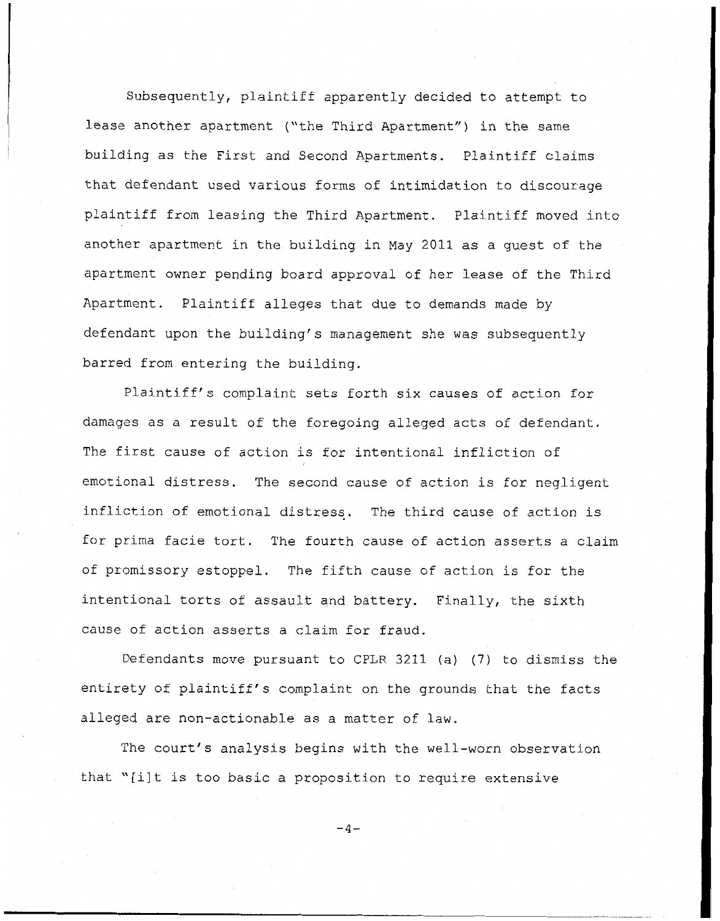Subsequently, plaintiff apparently decided to attempt to lease another apartment ("the Third Apartment") in the same building as the First and Second Apartments. Plaintiff claims that defendant used various forms of intimidation to discourage plaintiff from leasing the Third Apartment. Plaintiff moved into another apartment in the building in May 2011 as a guest of the apartment owner pending board approval of her lease of the Third Apartment. Plaintiff alleges that due to demands made by defendant upon the building's management she was subsequently barred from entering the building.

Plaintiff's complaint sets forth six causes of action for damages as a result of the foregoing alleged acts of defendant. The first cause of action is for intentional infliction of emotional distress. The second cause of action is for negligent infliction of emotional distress. The third cause of action is for prima facie tort. The fourth cause of action asserts a claim of promissory estoppel. The fifth cause of action is for the intentional torts of assault and battery. Finally, the sixth cause of action asserts a claim for fraud.

Defendants move pursuant to CPLR 3211 (a) (7) to dismiss the entirety of plaintiff's complaint on the grounds that the facts alleged are non-actionable as a matter of law.

The court's analysis begins with the well-worn observation that "[i]t is too basic a proposition to require extensive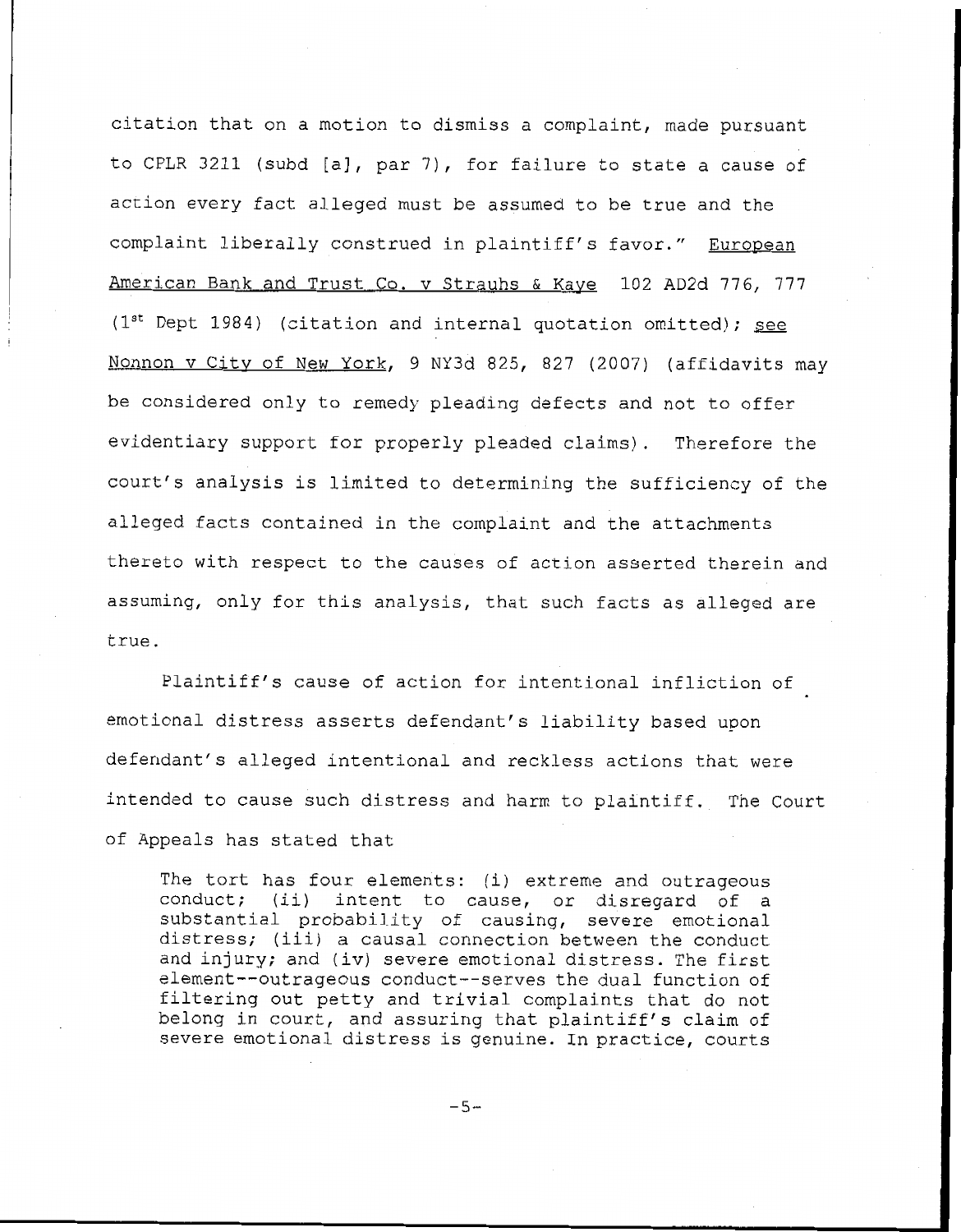citation that on a motion to dismiss a complaint, made pursuant to CPLR 3211 (subd [a], par 7), for failure to state a cause of action every fact alleged must be assumed to be true and the complaint liberally construed in plaintiff's favor." European American Bank and Trust Co. v Strauhs & Kaye 102 AD2d 776, 777 (1st Dept 1984) (citation and internal quotation omitted); see Nonnon v City of New York, 9 NY3d 825, 827 (2007) (affidavits may be considered only to remedy pleading defects and not to offer evidentiary support for properly pleaded claims). Therefore the court's analysis is limited to determining the sufficiency of the alleged facts contained in the complaint and the attachments thereto with respect to the causes of action asserted therein and assuming, only for this analysis, that such facts as alleged are true.

Plaintiff's cause of action for intentional infliction of emotional distress asserts defendant's liability based upon defendant's alleged intentional and reckless actions that were intended to cause such distress and harm to plaintiff. The Court of Appeals has stated that

> The tort has four elements: (i) extreme and outrageous conduct; (ii) intent to cause, or disregard of a substantial probability of causing, severe emotional distress; (iii) a causal connection between the conduct and injury; and (iv) severe emotional distress. The first element--outrageous conduct--serves the dual function of filtering out petty and trivial complaints that do not belong in court, and assuring that plaintiff's claim of severe emotional distress is genuine. In practice, courts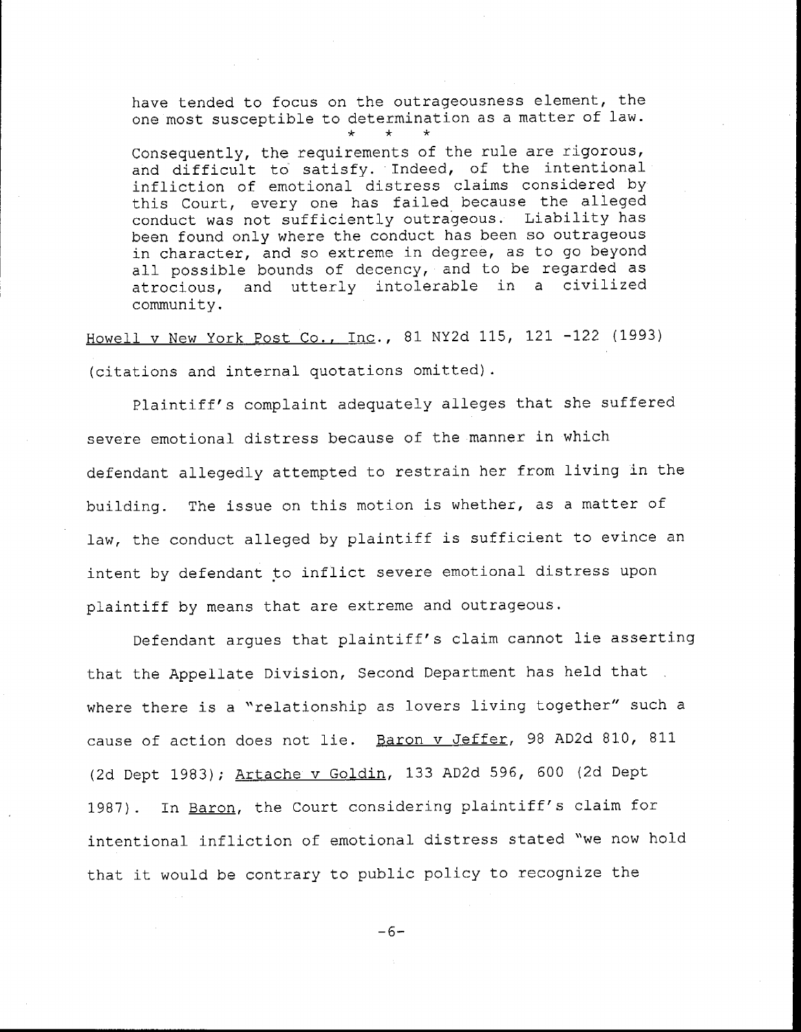> have tended to focus on the outrageousness element, the one most susceptible to determination as a matter of law.
>
> \* \* \*
>
> Consequently, the requirements of the rule are rigorous, and difficult to satisfy. Indeed, of the intentional infliction of emotional distress claims considered by this Court, every one has failed because the alleged conduct was not sufficiently outrageous. Liability has been found only where the conduct has been so outrageous in character, and so extreme in degree, as to go beyond all possible bounds of decency, and to be regarded as atrocious, and utterly intolerable in a civilized community.

<u>Howell v New York Post Co., Inc</u>., 81 NY2d 115, 121 -122 (1993) (citations and internal quotations omitted).

Plaintiff's complaint adequately alleges that she suffered severe emotional distress because of the manner in which defendant allegedly attempted to restrain her from living in the building. The issue on this motion is whether, as a matter of law, the conduct alleged by plaintiff is sufficient to evince an intent by defendant to inflict severe emotional distress upon plaintiff by means that are extreme and outrageous.

Defendant argues that plaintiff's claim cannot lie asserting that the Appellate Division, Second Department has held that where there is a "relationship as lovers living together" such a cause of action does not lie. <u>Baron v Jeffer</u>, 98 AD2d 810, 811 (2d Dept 1983); <u>Artache v Goldin</u>, 133 AD2d 596, 600 (2d Dept 1987). In <u>Baron</u>, the Court considering plaintiff's claim for intentional infliction of emotional distress stated "we now hold that it would be contrary to public policy to recognize the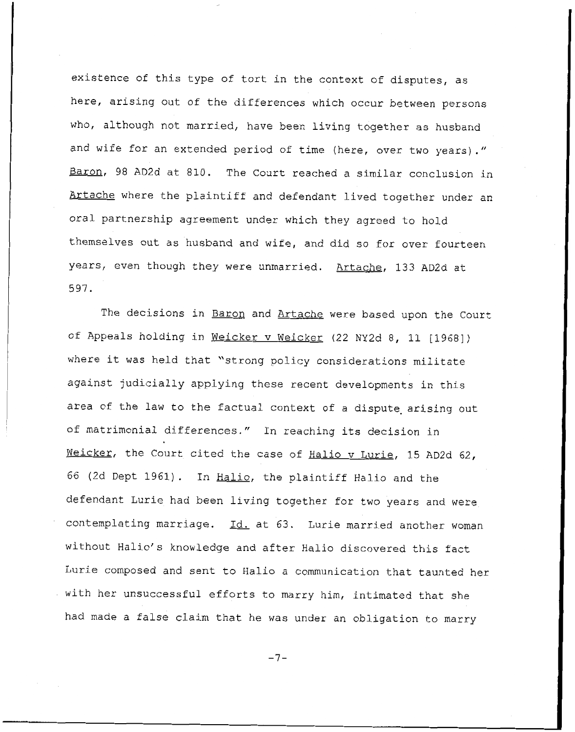existence of this type of tort in the context of disputes, as here, arising out of the differences which occur between persons who, although not married, have been living together as husband and wife for an extended period of time (here, over two years)." Baron, 98 AD2d at 810. The Court reached a similar conclusion in Artache where the plaintiff and defendant lived together under an oral partnership agreement under which they agreed to hold themselves out as husband and wife, and did so for over fourteen years, even though they were unmarried. Artache, 133 AD2d at 597.

The decisions in Baron and Artache were based upon the Court of Appeals holding in Weicker v Weicker (22 NY2d 8, 11 [1968]) where it was held that "strong policy considerations militate against judicially applying these recent developments in this area of the law to the factual context of a dispute arising out of matrimonial differences." In reaching its decision in Weicker, the Court cited the case of Halio v Lurie, 15 AD2d 62, 66 (2d Dept 1961). In Halio, the plaintiff Halio and the defendant Lurie had been living together for two years and were contemplating marriage. Id. at 63. Lurie married another woman without Halio's knowledge and after Halio discovered this fact Lurie composed and sent to Halio a communication that taunted her with her unsuccessful efforts to marry him, intimated that she had made a false claim that he was under an obligation to marry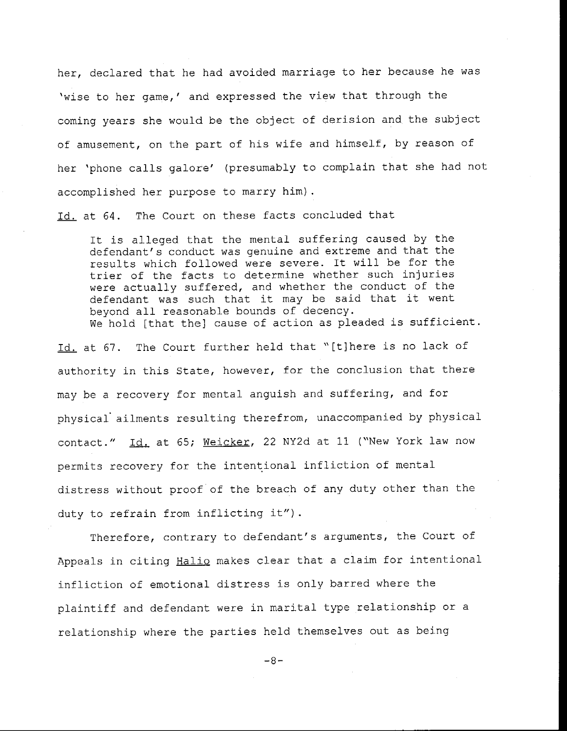her, declared that he had avoided marriage to her because he was 'wise to her game,' and expressed the view that through the coming years she would be the object of derision and the subject of amusement, on the part of his wife and himself, by reason of her 'phone calls galore' (presumably to complain that she had not accomplished her purpose to marry him).

Id. at 64. The Court on these facts concluded that

> It is alleged that the mental suffering caused by the defendant's conduct was genuine and extreme and that the results which followed were severe. It will be for the trier of the facts to determine whether such injuries were actually suffered, and whether the conduct of the defendant was such that it may be said that it went beyond all reasonable bounds of decency.
> We hold [that the] cause of action as pleaded is sufficient.

Id. at 67. The Court further held that "[t]here is no lack of authority in this State, however, for the conclusion that there may be a recovery for mental anguish and suffering, and for physical ailments resulting therefrom, unaccompanied by physical contact." Id. at 65; Weicker, 22 NY2d at 11 ("New York law now permits recovery for the intentional infliction of mental distress without proof of the breach of any duty other than the duty to refrain from inflicting it").

Therefore, contrary to defendant's arguments, the Court of Appeals in citing Halio makes clear that a claim for intentional infliction of emotional distress is only barred where the plaintiff and defendant were in marital type relationship or a relationship where the parties held themselves out as being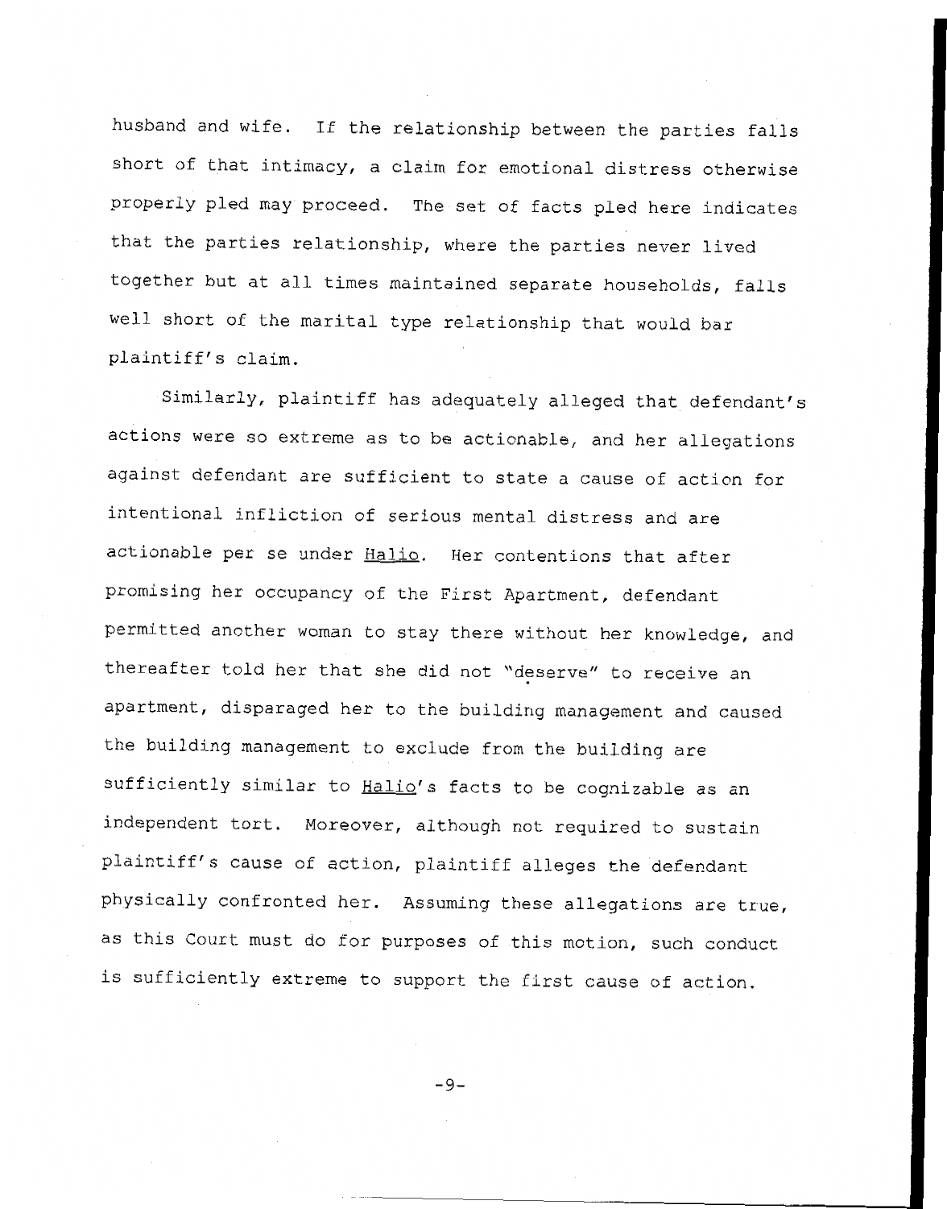husband and wife. If the relationship between the parties falls short of that intimacy, a claim for emotional distress otherwise properly pled may proceed. The set of facts pled here indicates that the parties relationship, where the parties never lived together but at all times maintained separate households, falls well short of the marital type relationship that would bar plaintiff's claim.

Similarly, plaintiff has adequately alleged that defendant's actions were so extreme as to be actionable, and her allegations against defendant are sufficient to state a cause of action for intentional infliction of serious mental distress and are actionable per se under Halio. Her contentions that after promising her occupancy of the First Apartment, defendant permitted another woman to stay there without her knowledge, and thereafter told her that she did not "deserve" to receive an apartment, disparaged her to the building management and caused the building management to exclude from the building are sufficiently similar to Halio's facts to be cognizable as an independent tort. Moreover, although not required to sustain plaintiff's cause of action, plaintiff alleges the defendant physically confronted her. Assuming these allegations are true, as this Court must do for purposes of this motion, such conduct is sufficiently extreme to support the first cause of action.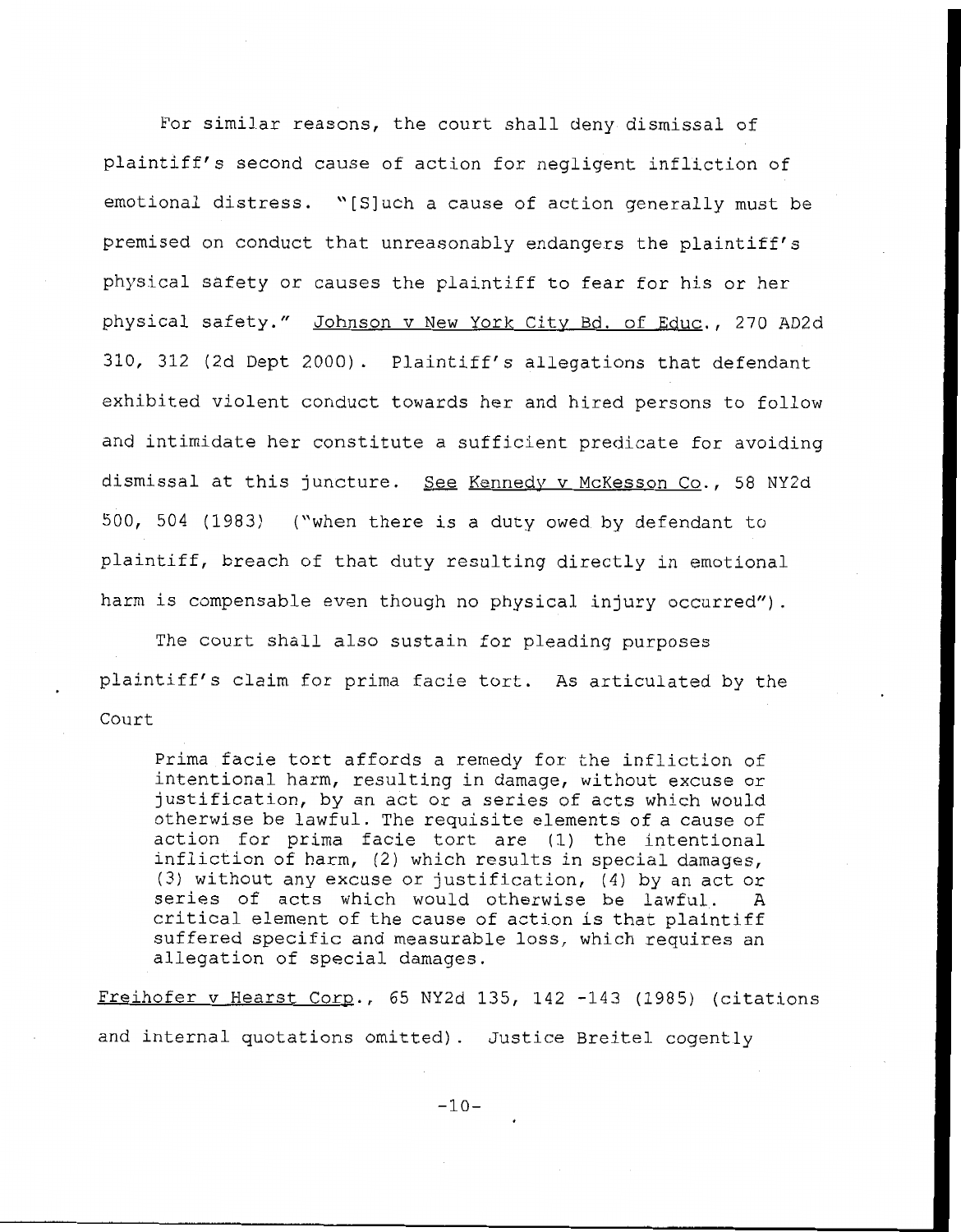For similar reasons, the court shall deny dismissal of plaintiff's second cause of action for negligent infliction of emotional distress. "[S]uch a cause of action generally must be premised on conduct that unreasonably endangers the plaintiff's physical safety or causes the plaintiff to fear for his or her physical safety." Johnson v New York City Bd. of Educ., 270 AD2d 310, 312 (2d Dept 2000). Plaintiff's allegations that defendant exhibited violent conduct towards her and hired persons to follow and intimidate her constitute a sufficient predicate for avoiding dismissal at this juncture. See Kennedy v McKesson Co., 58 NY2d 500, 504 (1983) ("when there is a duty owed by defendant to plaintiff, breach of that duty resulting directly in emotional harm is compensable even though no physical injury occurred").

The court shall also sustain for pleading purposes plaintiff's claim for prima facie tort. As articulated by the Court

> Prima facie tort affords a remedy for the infliction of intentional harm, resulting in damage, without excuse or justification, by an act or a series of acts which would otherwise be lawful. The requisite elements of a cause of action for prima facie tort are (1) the intentional infliction of harm, (2) which results in special damages, (3) without any excuse or justification, (4) by an act or series of acts which would otherwise be lawful. A critical element of the cause of action is that plaintiff suffered specific and measurable loss, which requires an allegation of special damages.

Freihofer v Hearst Corp., 65 NY2d 135, 142 -143 (1985) (citations and internal quotations omitted). Justice Breitel cogently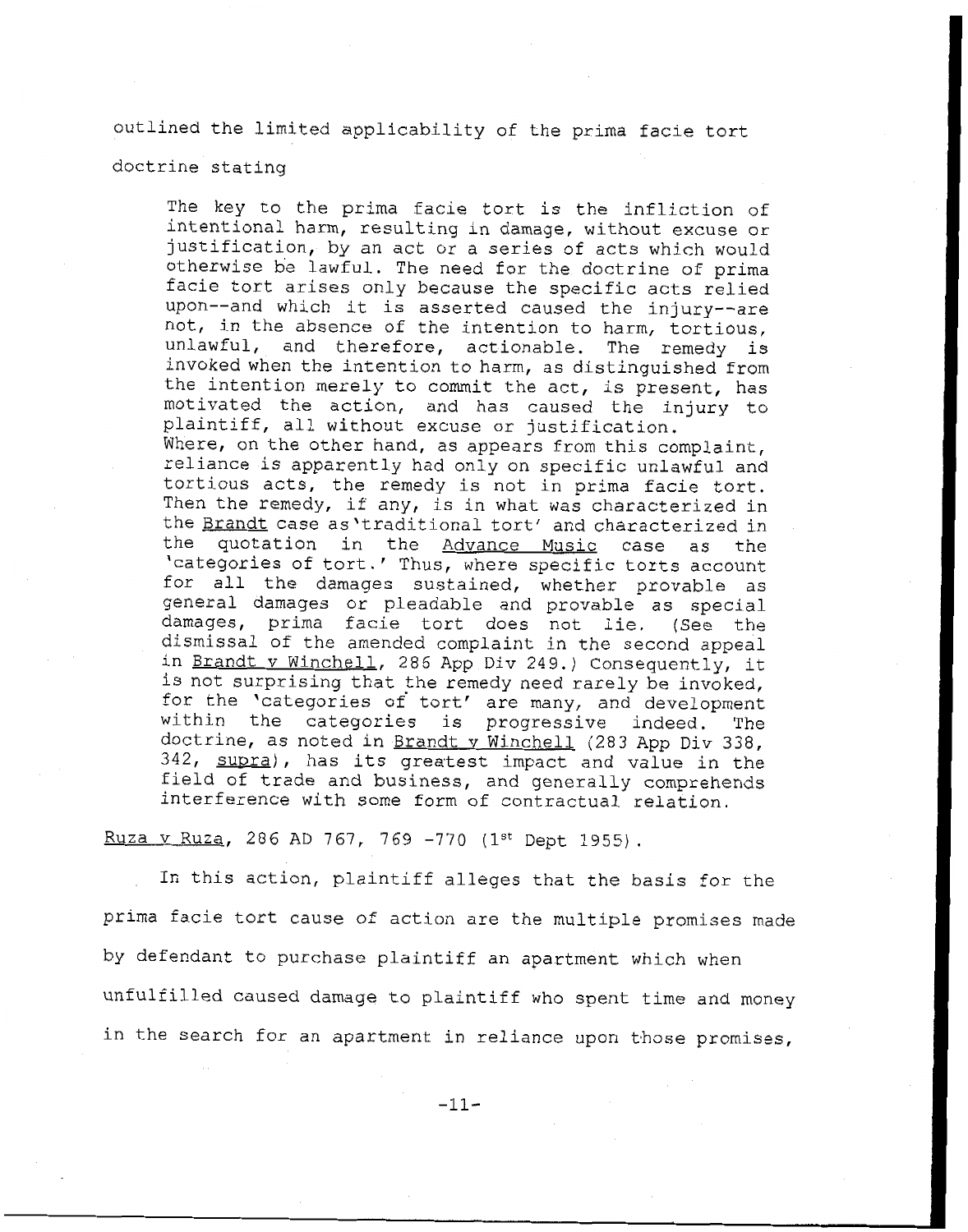outlined the limited applicability of the prima facie tort doctrine stating

> The key to the prima facie tort is the infliction of intentional harm, resulting in damage, without excuse or justification, by an act or a series of acts which would otherwise be lawful. The need for the doctrine of prima facie tort arises only because the specific acts relied upon--and which it is asserted caused the injury--are not, in the absence of the intention to harm, tortious, unlawful, and therefore, actionable. The remedy is invoked when the intention to harm, as distinguished from the intention merely to commit the act, is present, has motivated the action, and has caused the injury to plaintiff, all without excuse or justification.
> Where, on the other hand, as appears from this complaint, reliance is apparently had only on specific unlawful and tortious acts, the remedy is not in prima facie tort. Then the remedy, if any, is in what was characterized in the Brandt case as 'traditional tort' and characterized in the quotation in the Advance Music case as the 'categories of tort.' Thus, where specific torts account for all the damages sustained, whether provable as general damages or pleadable and provable as special damages, prima facie tort does not lie. (See the dismissal of the amended complaint in the second appeal in Brandt v Winchell, 286 App Div 249.) Consequently, it is not surprising that the remedy need rarely be invoked, for the 'categories of tort' are many, and development within the categories is progressive indeed. The doctrine, as noted in Brandt v Winchell (283 App Div 338, 342, supra), has its greatest impact and value in the field of trade and business, and generally comprehends interference with some form of contractual relation.

Ruza v Ruza, 286 AD 767, 769 -770 (1st Dept 1955).

In this action, plaintiff alleges that the basis for the prima facie tort cause of action are the multiple promises made by defendant to purchase plaintiff an apartment which when unfulfilled caused damage to plaintiff who spent time and money in the search for an apartment in reliance upon those promises,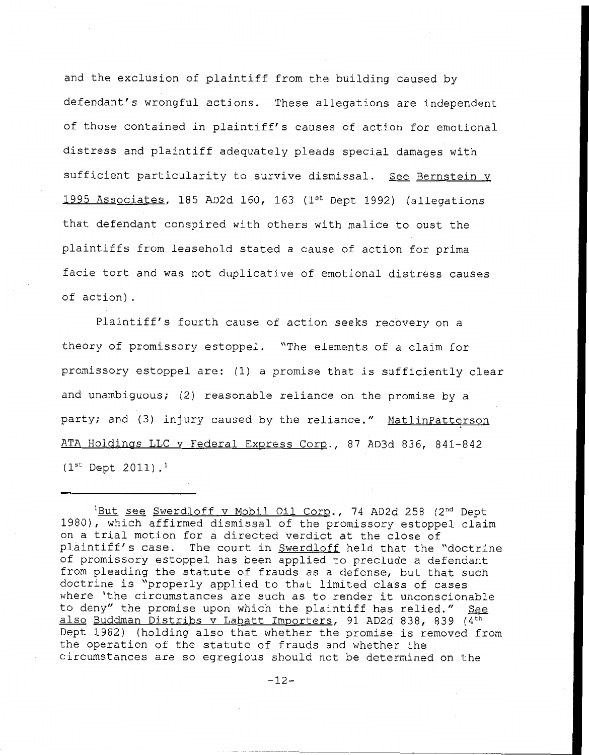and the exclusion of plaintiff from the building caused by defendant's wrongful actions. These allegations are independent of those contained in plaintiff's causes of action for emotional distress and plaintiff adequately pleads special damages with sufficient particularity to survive dismissal. See Bernstein v 1995 Associates, 185 AD2d 160, 163 (1st Dept 1992) (allegations that defendant conspired with others with malice to oust the plaintiffs from leasehold stated a cause of action for prima facie tort and was not duplicative of emotional distress causes of action).

Plaintiff's fourth cause of action seeks recovery on a theory of promissory estoppel. "The elements of a claim for promissory estoppel are: (1) a promise that is sufficiently clear and unambiguous; (2) reasonable reliance on the promise by a party; and (3) injury caused by the reliance." MatlinPatterson ATA Holdings LLC v Federal Express Corp., 87 AD3d 836, 841-842 (1st Dept 2011).[1]

---

[1] But see Swerdloff v Mobil Oil Corp., 74 AD2d 258 (2nd Dept 1980), which affirmed dismissal of the promissory estoppel claim on a trial motion for a directed verdict at the close of plaintiff's case. The court in Swerdloff held that the "doctrine of promissory estoppel has been applied to preclude a defendant from pleading the statute of frauds as a defense, but that such doctrine is "properly applied to that limited class of cases where 'the circumstances are such as to render it unconscionable to deny" the promise upon which the plaintiff has relied." See also Buddman Distribs v Labatt Importers, 91 AD2d 838, 839 (4th Dept 1982) (holding also that whether the promise is removed from the operation of the statute of frauds and whether the circumstances are so egregious should not be determined on the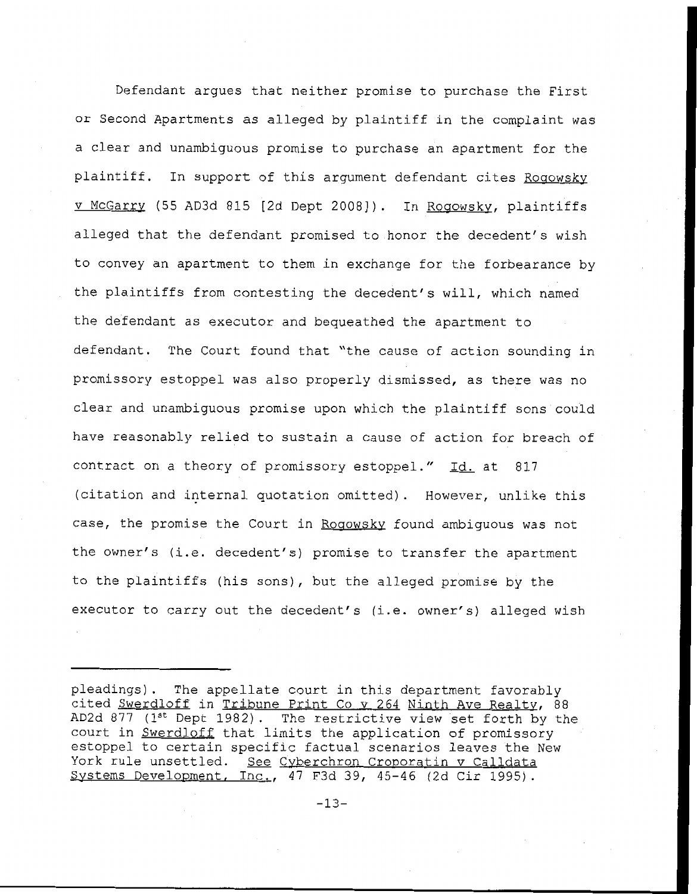Defendant argues that neither promise to purchase the First or Second Apartments as alleged by plaintiff in the complaint was a clear and unambiguous promise to purchase an apartment for the plaintiff. In support of this argument defendant cites Rogowsky v McGarry (55 AD3d 815 [2d Dept 2008]). In Rogowsky, plaintiffs alleged that the defendant promised to honor the decedent's wish to convey an apartment to them in exchange for the forbearance by the plaintiffs from contesting the decedent's will, which named the defendant as executor and bequeathed the apartment to defendant. The Court found that "the cause of action sounding in promissory estoppel was also properly dismissed, as there was no clear and unambiguous promise upon which the plaintiff sons could have reasonably relied to sustain a cause of action for breach of contract on a theory of promissory estoppel." Id. at 817 (citation and internal quotation omitted). However, unlike this case, the promise the Court in Rogowsky found ambiguous was not the owner's (i.e. decedent's) promise to transfer the apartment to the plaintiffs (his sons), but the alleged promise by the executor to carry out the decedent's (i.e. owner's) alleged wish

---

pleadings). The appellate court in this department favorably cited Swerdloff in Tribune Print Co v 264 Ninth Ave Realty, 88 AD2d 877 (1st Dept 1982). The restrictive view set forth by the court in Swerdloff that limits the application of promissory estoppel to certain specific factual scenarios leaves the New York rule unsettled. See Cyberchron Croporatin v Calldata Systems Development, Inc., 47 F3d 39, 45-46 (2d Cir 1995).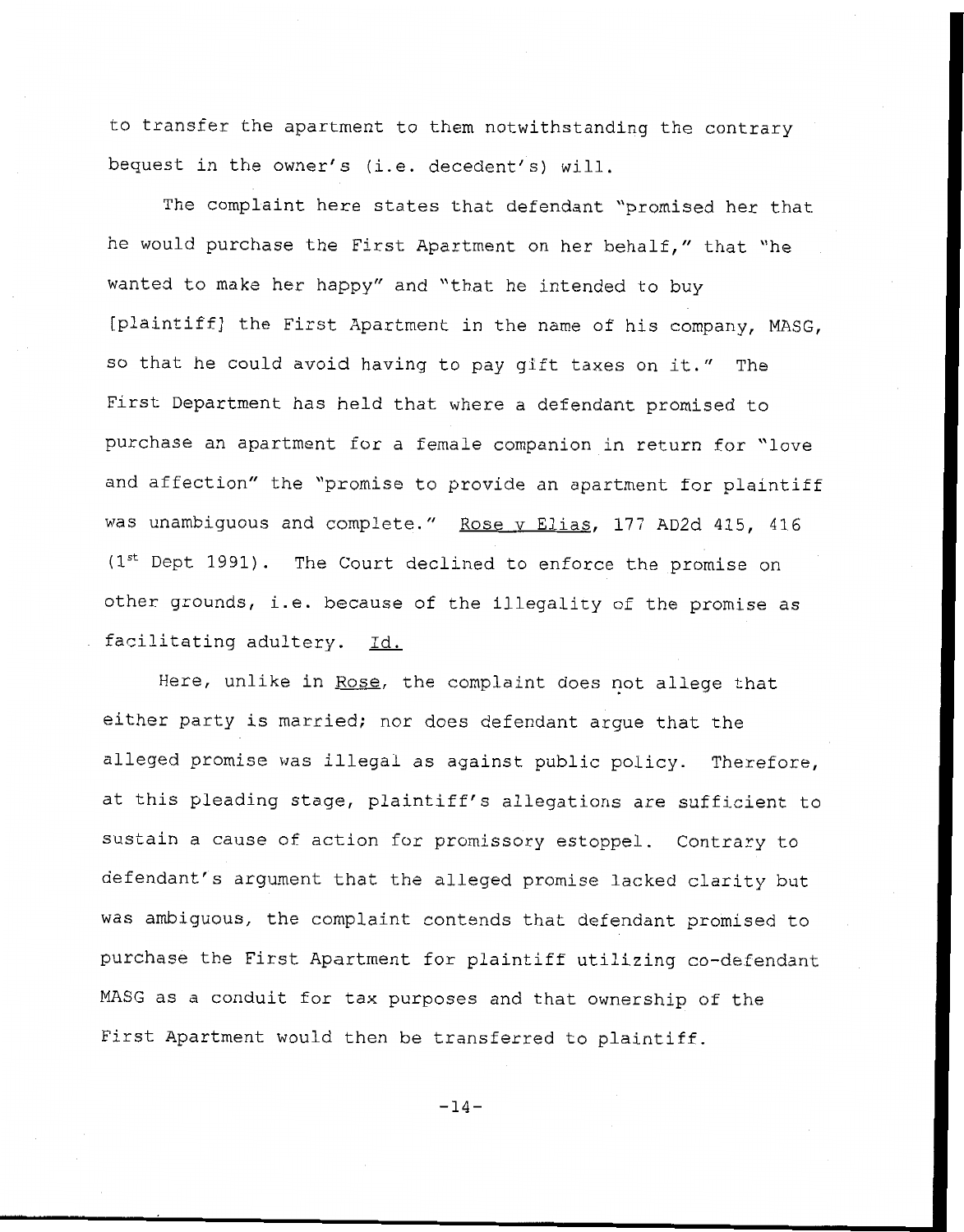to transfer the apartment to them notwithstanding the contrary bequest in the owner's (i.e. decedent's) will.

The complaint here states that defendant "promised her that he would purchase the First Apartment on her behalf," that "he wanted to make her happy" and "that he intended to buy [plaintiff] the First Apartment in the name of his company, MASG, so that he could avoid having to pay gift taxes on it." The First Department has held that where a defendant promised to purchase an apartment for a female companion in return for "love and affection" the "promise to provide an apartment for plaintiff was unambiguous and complete." Rose v Elias, 177 AD2d 415, 416 (1st Dept 1991). The Court declined to enforce the promise on other grounds, i.e. because of the illegality of the promise as facilitating adultery. Id.

Here, unlike in Rose, the complaint does not allege that either party is married; nor does defendant argue that the alleged promise was illegal as against public policy. Therefore, at this pleading stage, plaintiff's allegations are sufficient to sustain a cause of action for promissory estoppel. Contrary to defendant's argument that the alleged promise lacked clarity but was ambiguous, the complaint contends that defendant promised to purchase the First Apartment for plaintiff utilizing co-defendant MASG as a conduit for tax purposes and that ownership of the First Apartment would then be transferred to plaintiff.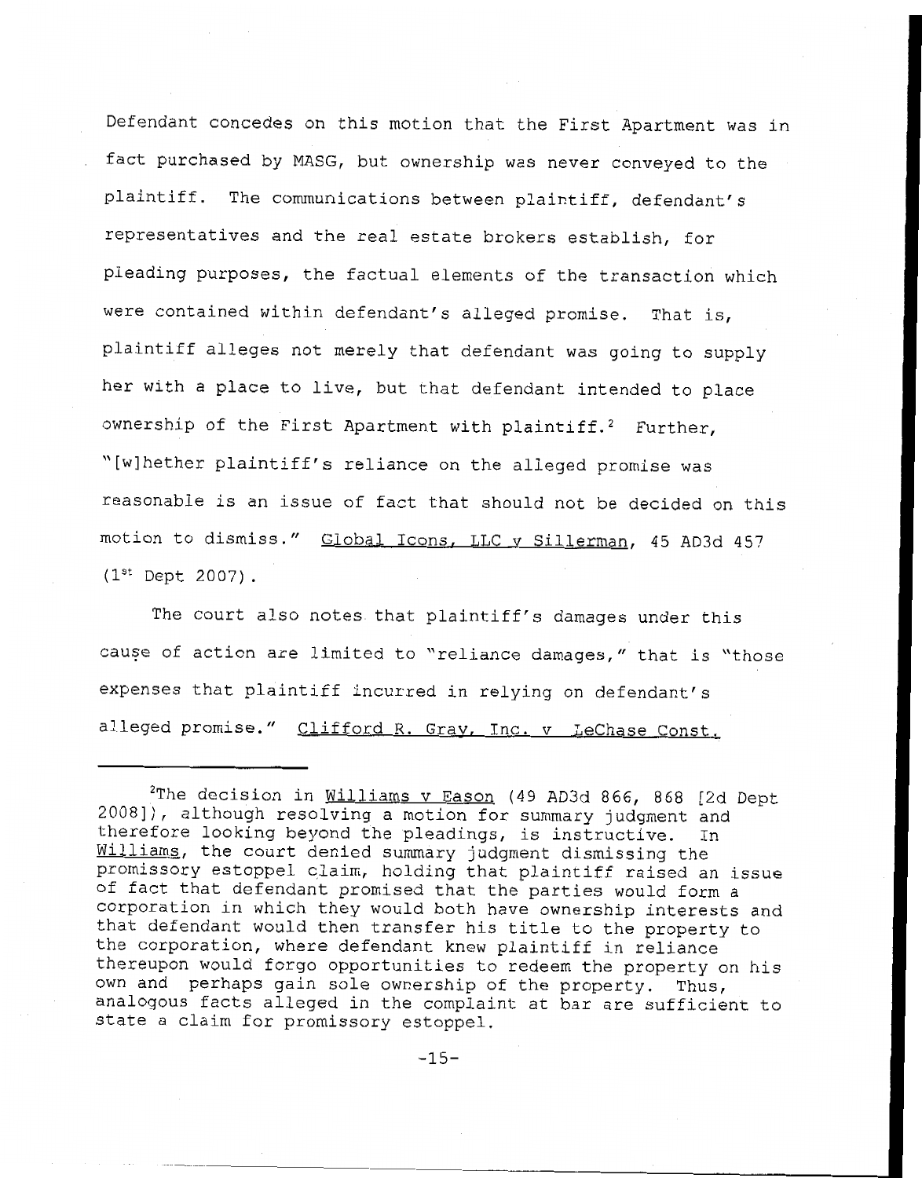Defendant concedes on this motion that the First Apartment was in fact purchased by MASG, but ownership was never conveyed to the plaintiff. The communications between plaintiff, defendant's representatives and the real estate brokers establish, for pleading purposes, the factual elements of the transaction which were contained within defendant's alleged promise. That is, plaintiff alleges not merely that defendant was going to supply her with a place to live, but that defendant intended to place ownership of the First Apartment with plaintiff.[2] Further, "[w]hether plaintiff's reliance on the alleged promise was reasonable is an issue of fact that should not be decided on this motion to dismiss." Global Icons, LLC v Sillerman, 45 AD3d 457 (1st Dept 2007).

The court also notes that plaintiff's damages under this cause of action are limited to "reliance damages," that is "those expenses that plaintiff incurred in relying on defendant's alleged promise." Clifford R. Gray, Inc. v LeChase Const.

---

[2]The decision in Williams v Eason (49 AD3d 866, 868 [2d Dept 2008]), although resolving a motion for summary judgment and therefore looking beyond the pleadings, is instructive. In Williams, the court denied summary judgment dismissing the promissory estoppel claim, holding that plaintiff raised an issue of fact that defendant promised that the parties would form a corporation in which they would both have ownership interests and that defendant would then transfer his title to the property to the corporation, where defendant knew plaintiff in reliance thereupon would forgo opportunities to redeem the property on his own and perhaps gain sole ownership of the property. Thus, analogous facts alleged in the complaint at bar are sufficient to state a claim for promissory estoppel.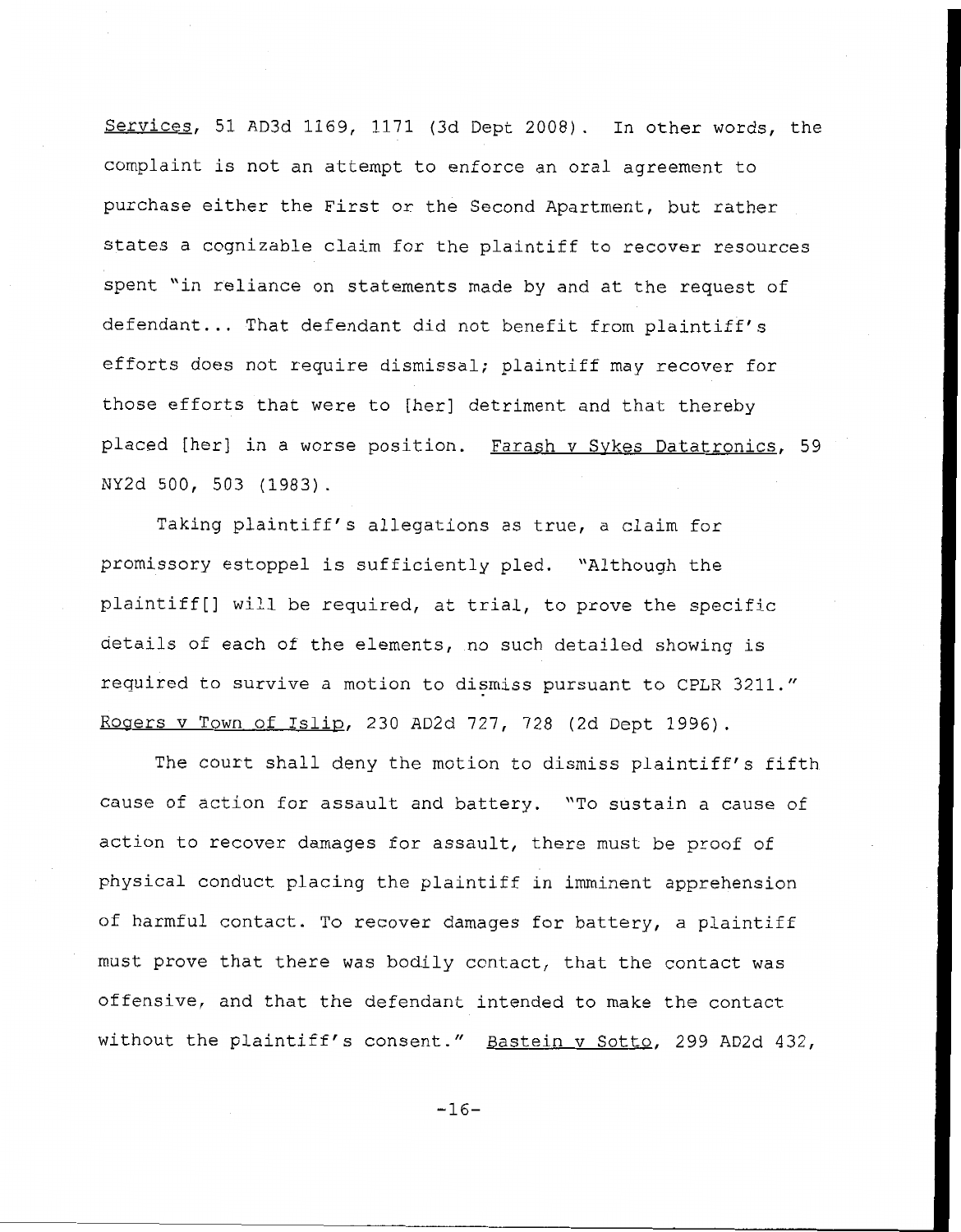Services, 51 AD3d 1169, 1171 (3d Dept 2008). In other words, the complaint is not an attempt to enforce an oral agreement to purchase either the First or the Second Apartment, but rather states a cognizable claim for the plaintiff to recover resources spent "in reliance on statements made by and at the request of defendant... That defendant did not benefit from plaintiff's efforts does not require dismissal; plaintiff may recover for those efforts that were to [her] detriment and that thereby placed [her] in a worse position. Farash v Sykes Datatronics, 59 NY2d 500, 503 (1983).

Taking plaintiff's allegations as true, a claim for promissory estoppel is sufficiently pled. "Although the plaintiff[] will be required, at trial, to prove the specific details of each of the elements, no such detailed showing is required to survive a motion to dismiss pursuant to CPLR 3211." Rogers v Town of Islip, 230 AD2d 727, 728 (2d Dept 1996).

The court shall deny the motion to dismiss plaintiff's fifth cause of action for assault and battery. "To sustain a cause of action to recover damages for assault, there must be proof of physical conduct placing the plaintiff in imminent apprehension of harmful contact. To recover damages for battery, a plaintiff must prove that there was bodily contact, that the contact was offensive, and that the defendant intended to make the contact without the plaintiff's consent." Bastein v Sotto, 299 AD2d 432,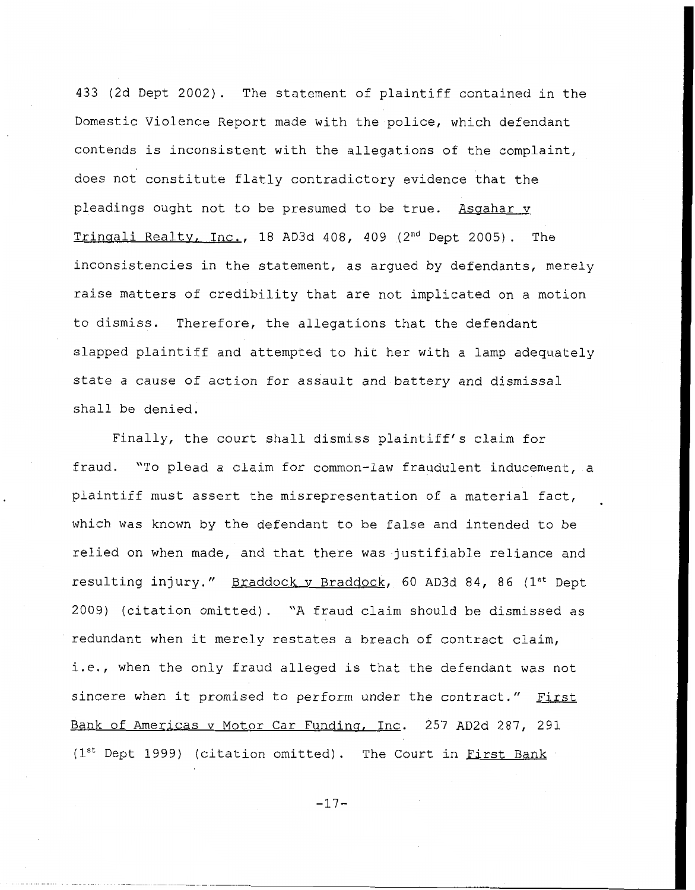433 (2d Dept 2002). The statement of plaintiff contained in the Domestic Violence Report made with the police, which defendant contends is inconsistent with the allegations of the complaint, does not constitute flatly contradictory evidence that the pleadings ought not to be presumed to be true. Asgahar v Tringali Realty, Inc., 18 AD3d 408, 409 (2nd Dept 2005). The inconsistencies in the statement, as argued by defendants, merely raise matters of credibility that are not implicated on a motion to dismiss. Therefore, the allegations that the defendant slapped plaintiff and attempted to hit her with a lamp adequately state a cause of action for assault and battery and dismissal shall be denied.

Finally, the court shall dismiss plaintiff's claim for fraud. "To plead a claim for common-law fraudulent inducement, a plaintiff must assert the misrepresentation of a material fact, which was known by the defendant to be false and intended to be relied on when made, and that there was justifiable reliance and resulting injury." Braddock v Braddock, 60 AD3d 84, 86 (1st Dept 2009) (citation omitted). "A fraud claim should be dismissed as redundant when it merely restates a breach of contract claim, i.e., when the only fraud alleged is that the defendant was not sincere when it promised to perform under the contract." First Bank of Americas v Motor Car Funding, Inc. 257 AD2d 287, 291 (1st Dept 1999) (citation omitted). The Court in First Bank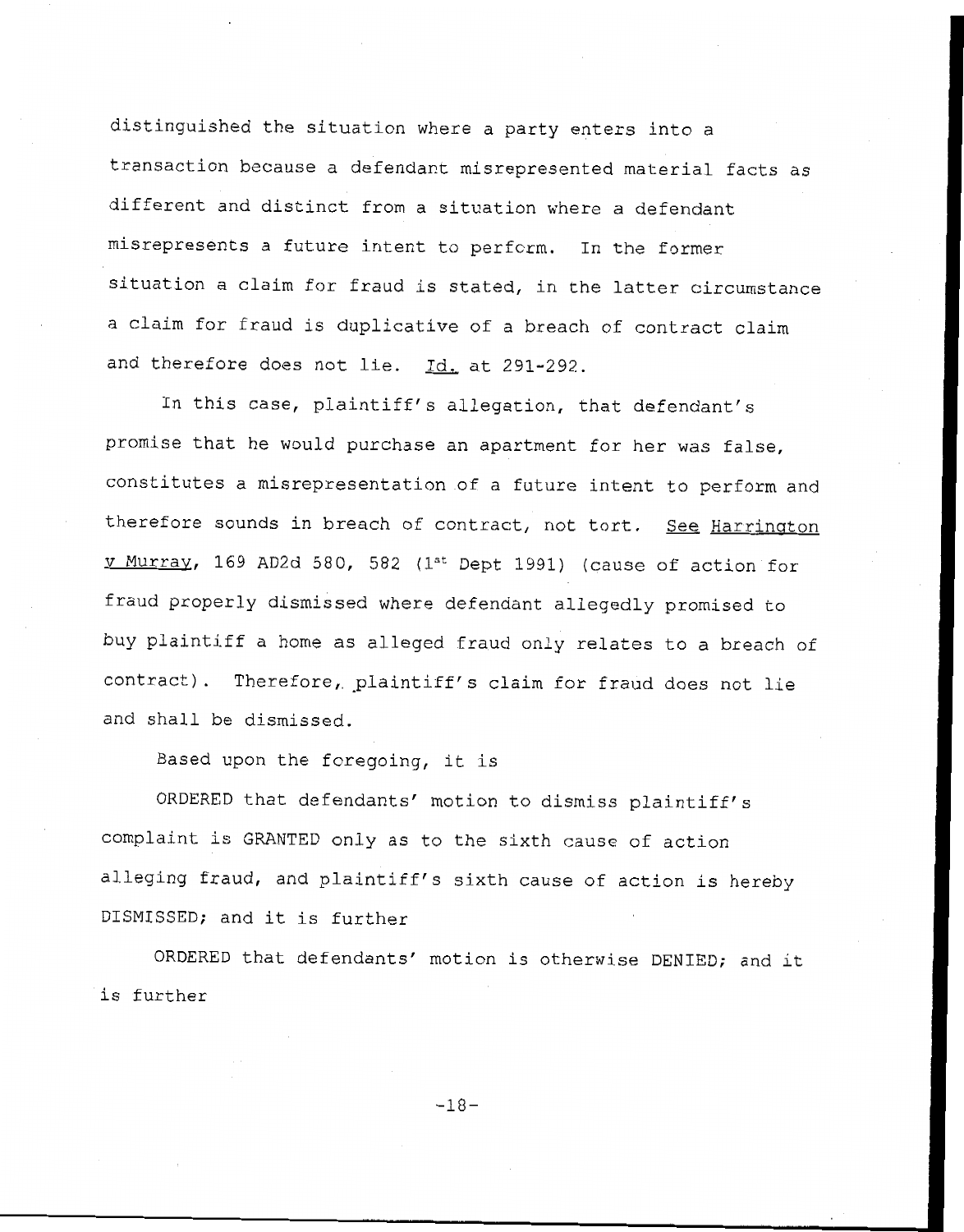distinguished the situation where a party enters into a transaction because a defendant misrepresented material facts as different and distinct from a situation where a defendant misrepresents a future intent to perform. In the former situation a claim for fraud is stated, in the latter circumstance a claim for fraud is duplicative of a breach of contract claim and therefore does not lie. Id. at 291-292.

In this case, plaintiff's allegation, that defendant's promise that he would purchase an apartment for her was false, constitutes a misrepresentation of a future intent to perform and therefore sounds in breach of contract, not tort. See Harrington v Murray, 169 AD2d 580, 582 (1st Dept 1991) (cause of action for fraud properly dismissed where defendant allegedly promised to buy plaintiff a home as alleged fraud only relates to a breach of contract). Therefore, plaintiff's claim for fraud does not lie and shall be dismissed.

Based upon the foregoing, it is

ORDERED that defendants' motion to dismiss plaintiff's complaint is GRANTED only as to the sixth cause of action alleging fraud, and plaintiff's sixth cause of action is hereby DISMISSED; and it is further

ORDERED that defendants' motion is otherwise DENIED; and it is further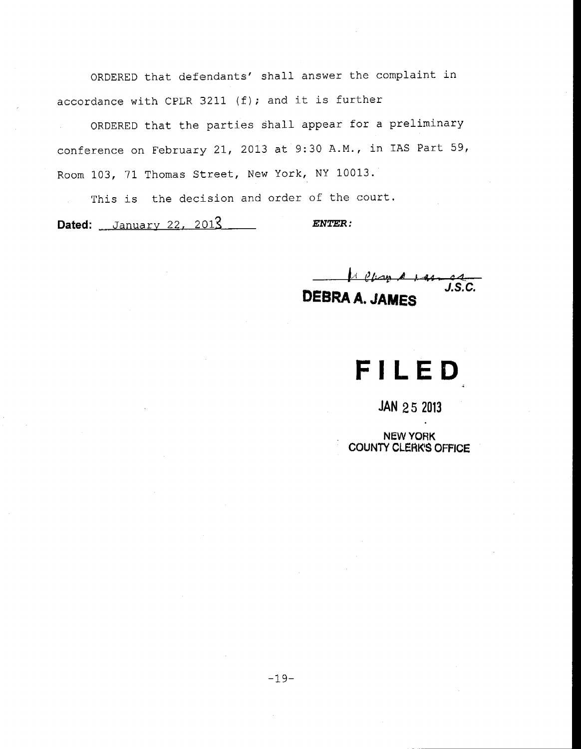ORDERED that defendants' shall answer the complaint in accordance with CPLR 3211 (f); and it is further

ORDERED that the parties shall appear for a preliminary conference on February 21, 2013 at 9:30 A.M., in IAS Part 59, Room 103, 71 Thomas Street, New York, NY 10013.

This is the decision and order of the court.

**Dated:** January 22, 2013 ***ENTER:***

J.S.C.

**DEBRA A. JAMES**

# FILED

**JAN 25 2013**

**NEW YORK COUNTY CLERK'S OFFICE**